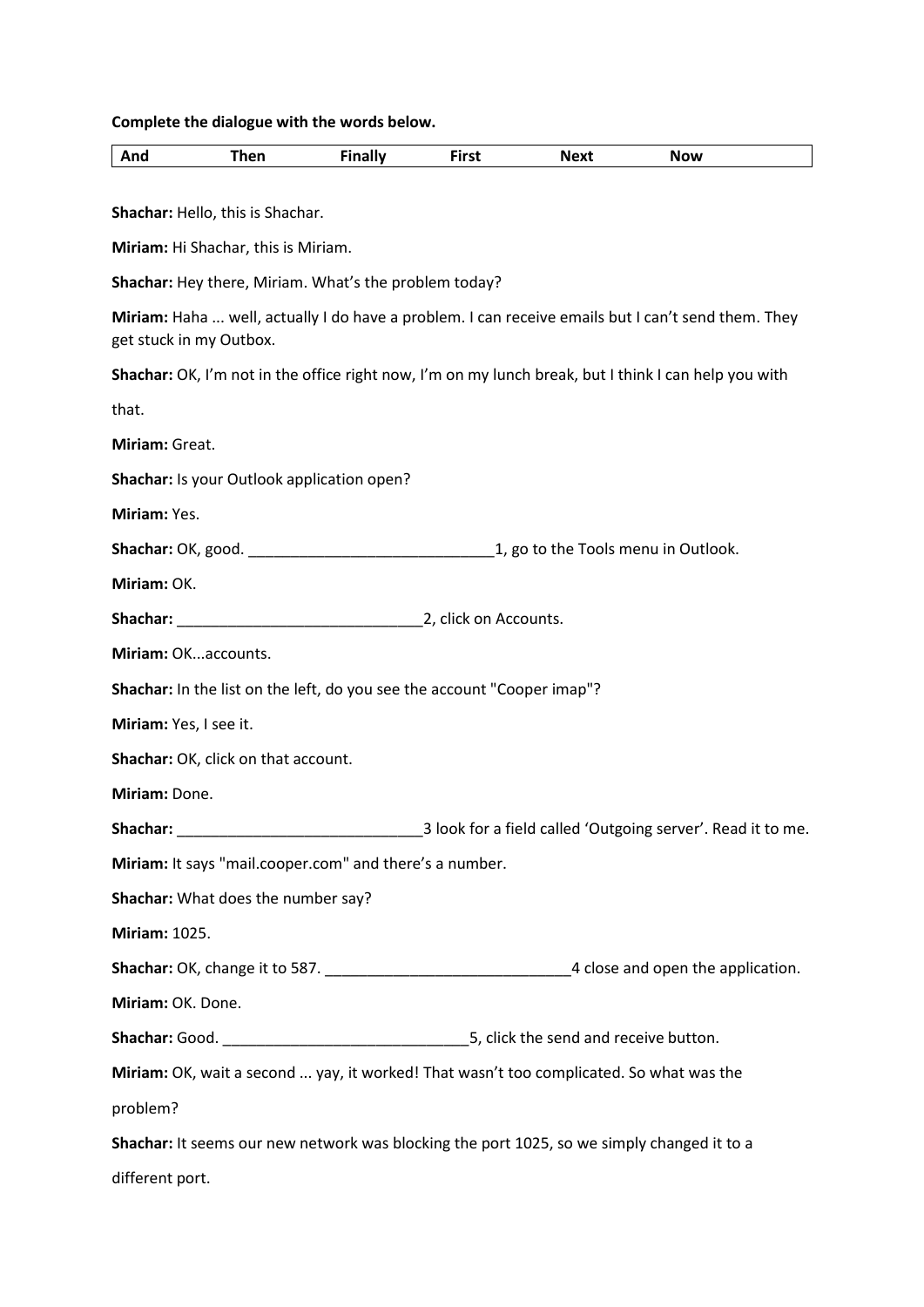**Complete the dialogue with the words below.**

| And | Then | Finally | First | Next | Now |
|---|---|---|---|---|---|

**Shachar:** Hello, this is Shachar.

**Miriam:** Hi Shachar, this is Miriam.

**Shachar:** Hey there, Miriam. What's the problem today?

**Miriam:** Haha ... well, actually I do have a problem. I can receive emails but I can't send them. They get stuck in my Outbox.

**Shachar:** OK, I'm not in the office right now, I'm on my lunch break, but I think I can help you with that.

**Miriam:** Great.

**Shachar:** Is your Outlook application open?

**Miriam:** Yes.

**Shachar:** OK, good. _____________________________1, go to the Tools menu in Outlook.

**Miriam:** OK.

**Shachar:** _____________________________2, click on Accounts.

**Miriam:** OK...accounts.

**Shachar:** In the list on the left, do you see the account "Cooper imap"?

**Miriam:** Yes, I see it.

**Shachar:** OK, click on that account.

**Miriam:** Done.

**Shachar:** _____________________________3 look for a field called 'Outgoing server'. Read it to me.

**Miriam:** It says "mail.cooper.com" and there's a number.

**Shachar:** What does the number say?

**Miriam:** 1025.

**Shachar:** OK, change it to 587. _____________________________4 close and open the application.

**Miriam:** OK. Done.

**Shachar:** Good. _____________________________5, click the send and receive button.

**Miriam:** OK, wait a second ... yay, it worked! That wasn't too complicated. So what was the problem?

**Shachar:** It seems our new network was blocking the port 1025, so we simply changed it to a different port.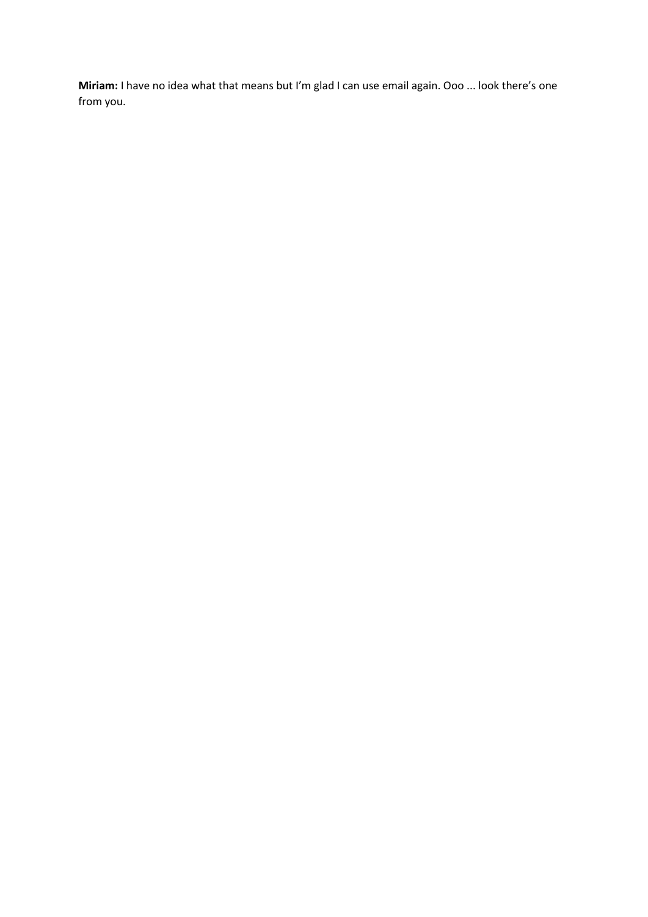**Miriam:** I have no idea what that means but I'm glad I can use email again. Ooo ... look there's one from you.